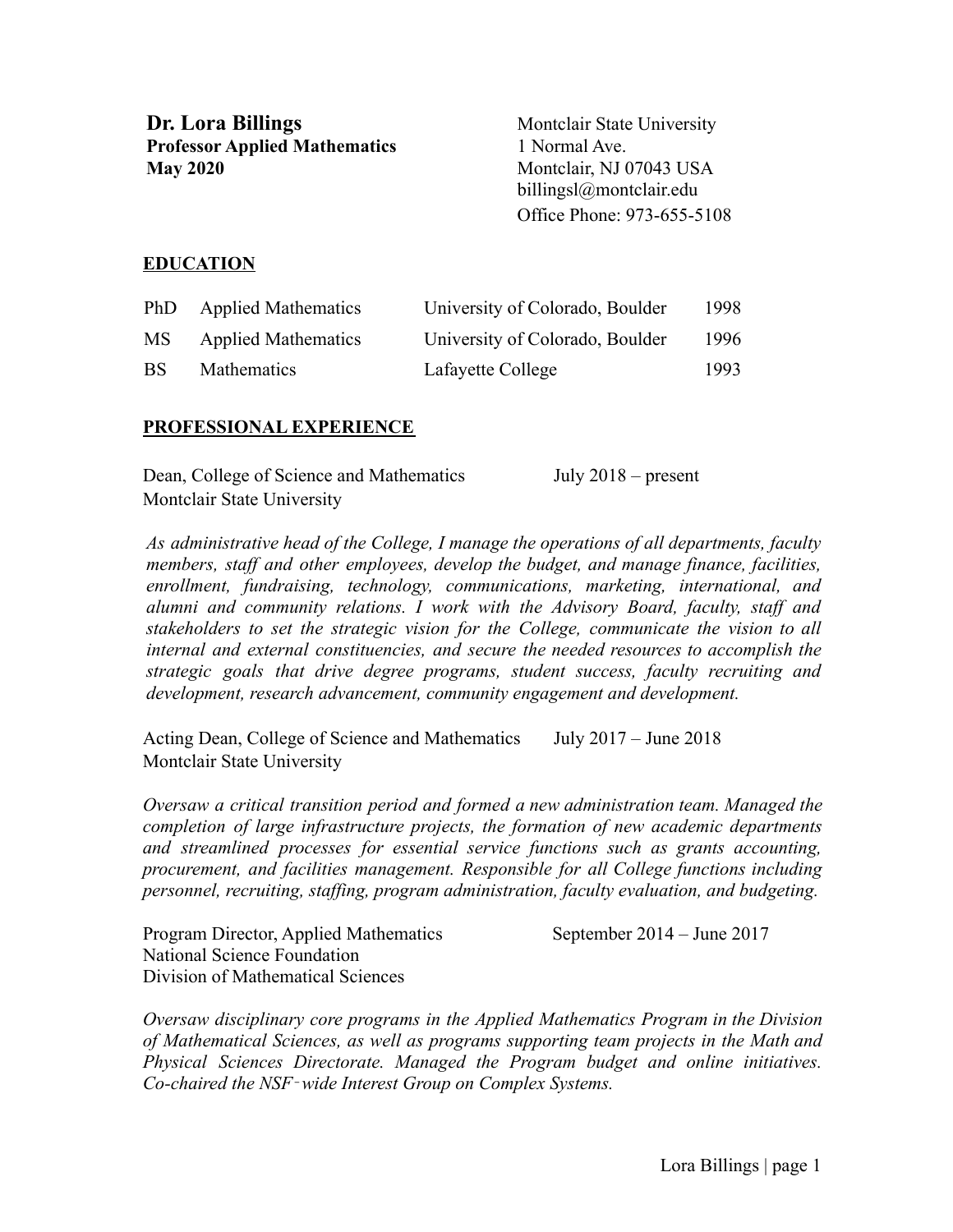**Dr. Lora Billings**
**Professor Applied Mathematics**
**May 2020**

Montclair State University
1 Normal Ave.
Montclair, NJ 07043 USA
billingsl@montclair.edu
Office Phone: 973-655-5108

## EDUCATION

| | | | |
|---|---|---|---|
| PhD | Applied Mathematics | University of Colorado, Boulder | 1998 |
| MS | Applied Mathematics | University of Colorado, Boulder | 1996 |
| BS | Mathematics | Lafayette College | 1993 |

## PROFESSIONAL EXPERIENCE

Dean, College of Science and Mathematics — July 2018 – present
Montclair State University

*As administrative head of the College, I manage the operations of all departments, faculty members, staff and other employees, develop the budget, and manage finance, facilities, enrollment, fundraising, technology, communications, marketing, international, and alumni and community relations. I work with the Advisory Board, faculty, staff and stakeholders to set the strategic vision for the College, communicate the vision to all internal and external constituencies, and secure the needed resources to accomplish the strategic goals that drive degree programs, student success, faculty recruiting and development, research advancement, community engagement and development.*

Acting Dean, College of Science and Mathematics — July 2017 – June 2018
Montclair State University

*Oversaw a critical transition period and formed a new administration team. Managed the completion of large infrastructure projects, the formation of new academic departments and streamlined processes for essential service functions such as grants accounting, procurement, and facilities management. Responsible for all College functions including personnel, recruiting, staffing, program administration, faculty evaluation, and budgeting.*

Program Director, Applied Mathematics — September 2014 – June 2017
National Science Foundation
Division of Mathematical Sciences

*Oversaw disciplinary core programs in the Applied Mathematics Program in the Division of Mathematical Sciences, as well as programs supporting team projects in the Math and Physical Sciences Directorate. Managed the Program budget and online initiatives. Co-chaired the NSF‑wide Interest Group on Complex Systems.*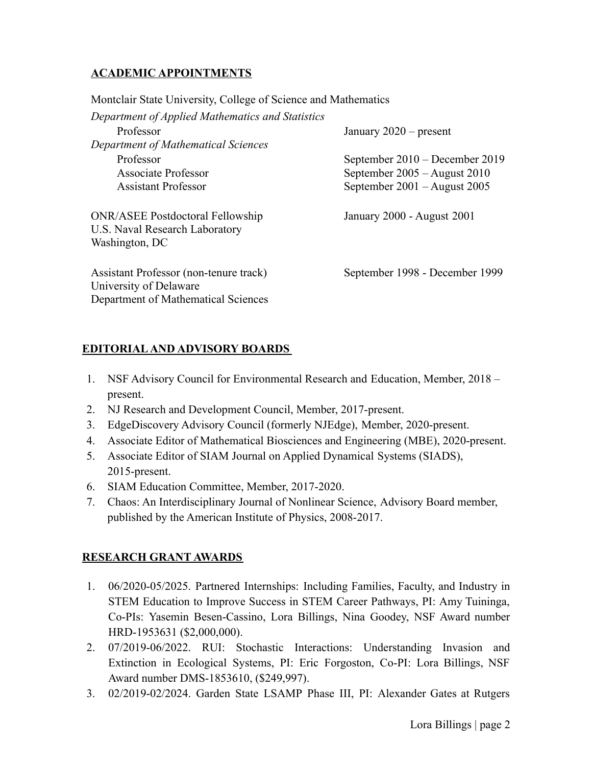## ACADEMIC APPOINTMENTS

Montclair State University, College of Science and Mathematics

| | |
|---|---|
| *Department of Applied Mathematics and Statistics* | |
| Professor | January 2020 – present |
| *Department of Mathematical Sciences* | |
| Professor | September 2010 – December 2019 |
| Associate Professor | September 2005 – August 2010 |
| Assistant Professor | September 2001 – August 2005 |

| | |
|---|---|
| ONR/ASEE Postdoctoral Fellowship<br>U.S. Naval Research Laboratory<br>Washington, DC | January 2000 - August 2001 |
| Assistant Professor (non-tenure track)<br>University of Delaware<br>Department of Mathematical Sciences | September 1998 - December 1999 |

## EDITORIAL AND ADVISORY BOARDS

1. NSF Advisory Council for Environmental Research and Education, Member, 2018 – present.
2. NJ Research and Development Council, Member, 2017-present.
3. EdgeDiscovery Advisory Council (formerly NJEdge), Member, 2020-present.
4. Associate Editor of Mathematical Biosciences and Engineering (MBE), 2020-present.
5. Associate Editor of SIAM Journal on Applied Dynamical Systems (SIADS), 2015-present.
6. SIAM Education Committee, Member, 2017-2020.
7. Chaos: An Interdisciplinary Journal of Nonlinear Science, Advisory Board member, published by the American Institute of Physics, 2008-2017.

## RESEARCH GRANT AWARDS

1. 06/2020-05/2025. Partnered Internships: Including Families, Faculty, and Industry in STEM Education to Improve Success in STEM Career Pathways, PI: Amy Tuininga, Co-PIs: Yasemin Besen-Cassino, Lora Billings, Nina Goodey, NSF Award number HRD-1953631 ($2,000,000).
2. 07/2019-06/2022. RUI: Stochastic Interactions: Understanding Invasion and Extinction in Ecological Systems, PI: Eric Forgoston, Co-PI: Lora Billings, NSF Award number DMS-1853610, ($249,997).
3. 02/2019-02/2024. Garden State LSAMP Phase III, PI: Alexander Gates at Rutgers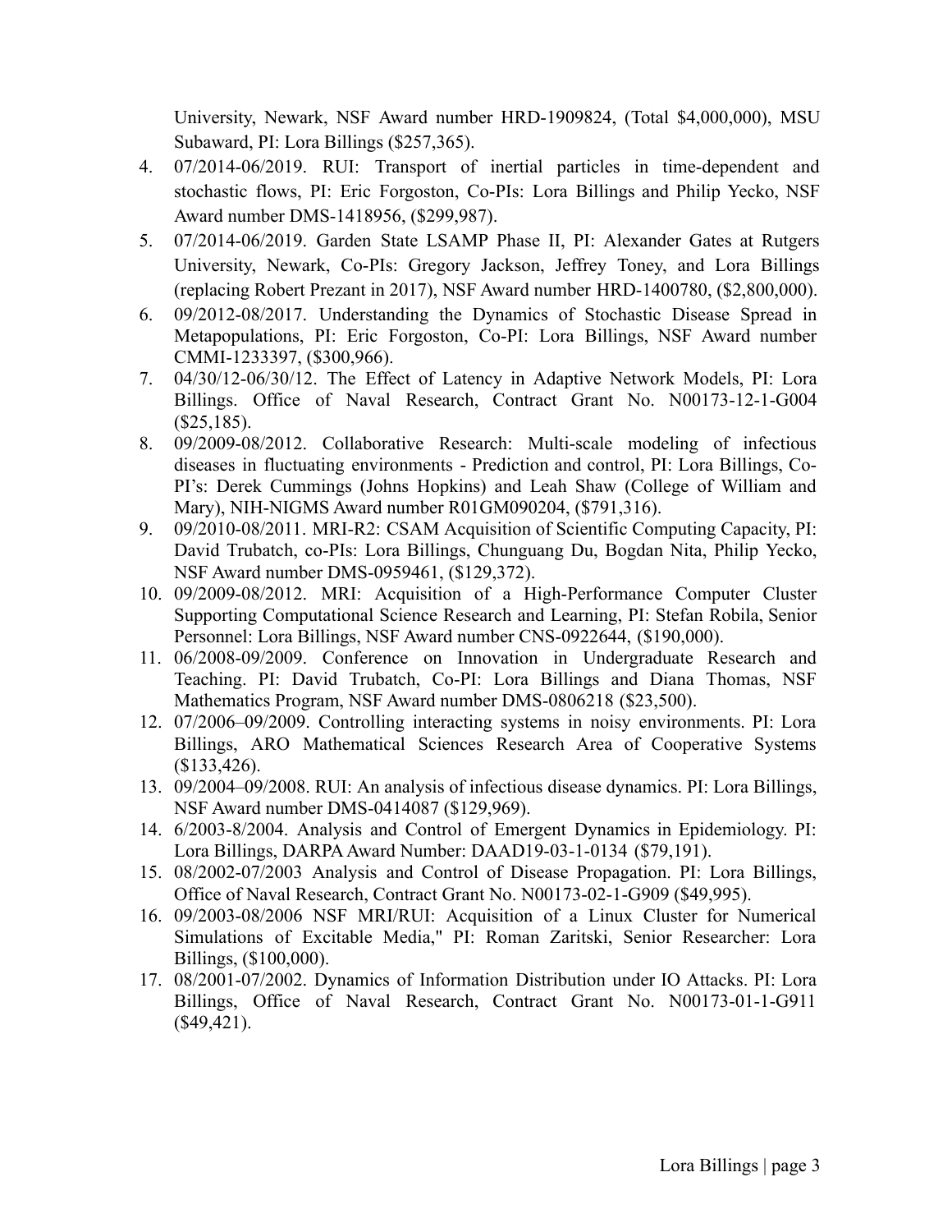University, Newark, NSF Award number HRD-1909824, (Total $4,000,000), MSU Subaward, PI: Lora Billings ($257,365).

4. 07/2014-06/2019. RUI: Transport of inertial particles in time-dependent and stochastic flows, PI: Eric Forgoston, Co-PIs: Lora Billings and Philip Yecko, NSF Award number DMS-1418956, ($299,987).
5. 07/2014-06/2019. Garden State LSAMP Phase II, PI: Alexander Gates at Rutgers University, Newark, Co-PIs: Gregory Jackson, Jeffrey Toney, and Lora Billings (replacing Robert Prezant in 2017), NSF Award number HRD-1400780, ($2,800,000).
6. 09/2012-08/2017. Understanding the Dynamics of Stochastic Disease Spread in Metapopulations, PI: Eric Forgoston, Co-PI: Lora Billings, NSF Award number CMMI-1233397, ($300,966).
7. 04/30/12-06/30/12. The Effect of Latency in Adaptive Network Models, PI: Lora Billings. Office of Naval Research, Contract Grant No. N00173-12-1-G004 ($25,185).
8. 09/2009-08/2012. Collaborative Research: Multi-scale modeling of infectious diseases in fluctuating environments - Prediction and control, PI: Lora Billings, Co-PI's: Derek Cummings (Johns Hopkins) and Leah Shaw (College of William and Mary), NIH-NIGMS Award number R01GM090204, ($791,316).
9. 09/2010-08/2011. MRI-R2: CSAM Acquisition of Scientific Computing Capacity, PI: David Trubatch, co-PIs: Lora Billings, Chunguang Du, Bogdan Nita, Philip Yecko, NSF Award number DMS-0959461, ($129,372).
10. 09/2009-08/2012. MRI: Acquisition of a High-Performance Computer Cluster Supporting Computational Science Research and Learning, PI: Stefan Robila, Senior Personnel: Lora Billings, NSF Award number CNS-0922644, ($190,000).
11. 06/2008-09/2009. Conference on Innovation in Undergraduate Research and Teaching. PI: David Trubatch, Co-PI: Lora Billings and Diana Thomas, NSF Mathematics Program, NSF Award number DMS-0806218 ($23,500).
12. 07/2006–09/2009. Controlling interacting systems in noisy environments. PI: Lora Billings, ARO Mathematical Sciences Research Area of Cooperative Systems ($133,426).
13. 09/2004–09/2008. RUI: An analysis of infectious disease dynamics. PI: Lora Billings, NSF Award number DMS-0414087 ($129,969).
14. 6/2003-8/2004. Analysis and Control of Emergent Dynamics in Epidemiology. PI: Lora Billings, DARPA Award Number: DAAD19-03-1-0134 ($79,191).
15. 08/2002-07/2003 Analysis and Control of Disease Propagation. PI: Lora Billings, Office of Naval Research, Contract Grant No. N00173-02-1-G909 ($49,995).
16. 09/2003-08/2006 NSF MRI/RUI: Acquisition of a Linux Cluster for Numerical Simulations of Excitable Media," PI: Roman Zaritski, Senior Researcher: Lora Billings, ($100,000).
17. 08/2001-07/2002. Dynamics of Information Distribution under IO Attacks. PI: Lora Billings, Office of Naval Research, Contract Grant No. N00173-01-1-G911 ($49,421).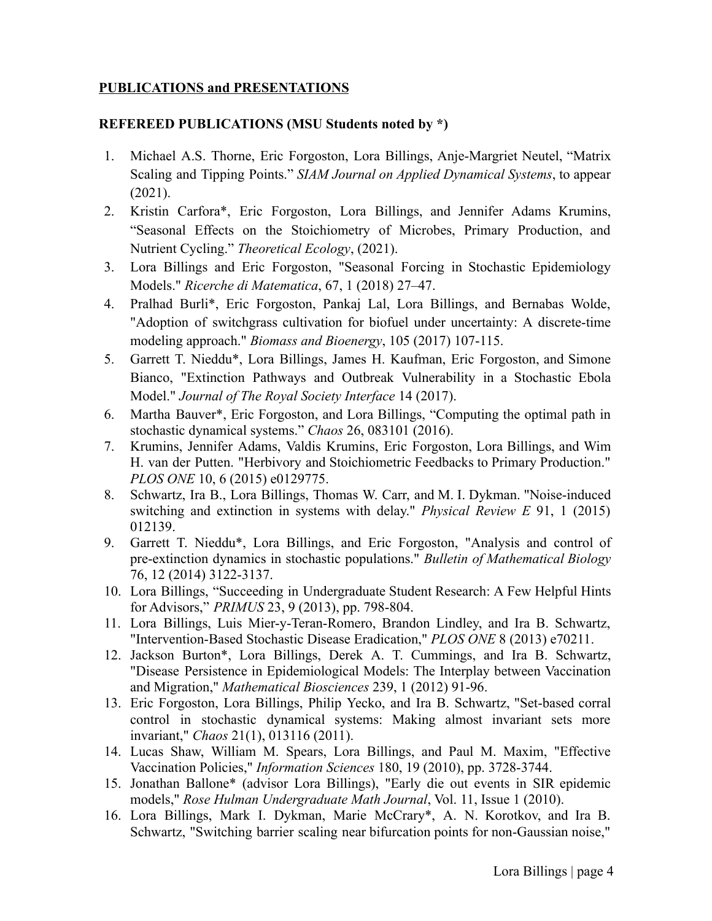**PUBLICATIONS and PRESENTATIONS**

**REFEREED PUBLICATIONS (MSU Students noted by *)**

1. Michael A.S. Thorne, Eric Forgoston, Lora Billings, Anje-Margriet Neutel, "Matrix Scaling and Tipping Points." *SIAM Journal on Applied Dynamical Systems*, to appear (2021).
2. Kristin Carfora*, Eric Forgoston, Lora Billings, and Jennifer Adams Krumins, "Seasonal Effects on the Stoichiometry of Microbes, Primary Production, and Nutrient Cycling." *Theoretical Ecology*, (2021).
3. Lora Billings and Eric Forgoston, "Seasonal Forcing in Stochastic Epidemiology Models." *Ricerche di Matematica*, 67, 1 (2018) 27–47.
4. Pralhad Burli*, Eric Forgoston, Pankaj Lal, Lora Billings, and Bernabas Wolde, "Adoption of switchgrass cultivation for biofuel under uncertainty: A discrete-time modeling approach." *Biomass and Bioenergy*, 105 (2017) 107-115.
5. Garrett T. Nieddu*, Lora Billings, James H. Kaufman, Eric Forgoston, and Simone Bianco, "Extinction Pathways and Outbreak Vulnerability in a Stochastic Ebola Model." *Journal of The Royal Society Interface* 14 (2017).
6. Martha Bauver*, Eric Forgoston, and Lora Billings, "Computing the optimal path in stochastic dynamical systems." *Chaos* 26, 083101 (2016).
7. Krumins, Jennifer Adams, Valdis Krumins, Eric Forgoston, Lora Billings, and Wim H. van der Putten. "Herbivory and Stoichiometric Feedbacks to Primary Production." *PLOS ONE* 10, 6 (2015) e0129775.
8. Schwartz, Ira B., Lora Billings, Thomas W. Carr, and M. I. Dykman. "Noise-induced switching and extinction in systems with delay." *Physical Review E* 91, 1 (2015) 012139.
9. Garrett T. Nieddu*, Lora Billings, and Eric Forgoston, "Analysis and control of pre-extinction dynamics in stochastic populations." *Bulletin of Mathematical Biology* 76, 12 (2014) 3122-3137.
10. Lora Billings, "Succeeding in Undergraduate Student Research: A Few Helpful Hints for Advisors," *PRIMUS* 23, 9 (2013), pp. 798-804.
11. Lora Billings, Luis Mier-y-Teran-Romero, Brandon Lindley, and Ira B. Schwartz, "Intervention-Based Stochastic Disease Eradication," *PLOS ONE* 8 (2013) e70211.
12. Jackson Burton*, Lora Billings, Derek A. T. Cummings, and Ira B. Schwartz, "Disease Persistence in Epidemiological Models: The Interplay between Vaccination and Migration," *Mathematical Biosciences* 239, 1 (2012) 91-96.
13. Eric Forgoston, Lora Billings, Philip Yecko, and Ira B. Schwartz, "Set-based corral control in stochastic dynamical systems: Making almost invariant sets more invariant," *Chaos* 21(1), 013116 (2011).
14. Lucas Shaw, William M. Spears, Lora Billings, and Paul M. Maxim, "Effective Vaccination Policies," *Information Sciences* 180, 19 (2010), pp. 3728-3744.
15. Jonathan Ballone* (advisor Lora Billings), "Early die out events in SIR epidemic models," *Rose Hulman Undergraduate Math Journal*, Vol. 11, Issue 1 (2010).
16. Lora Billings, Mark I. Dykman, Marie McCrary*, A. N. Korotkov, and Ira B. Schwartz, "Switching barrier scaling near bifurcation points for non-Gaussian noise,"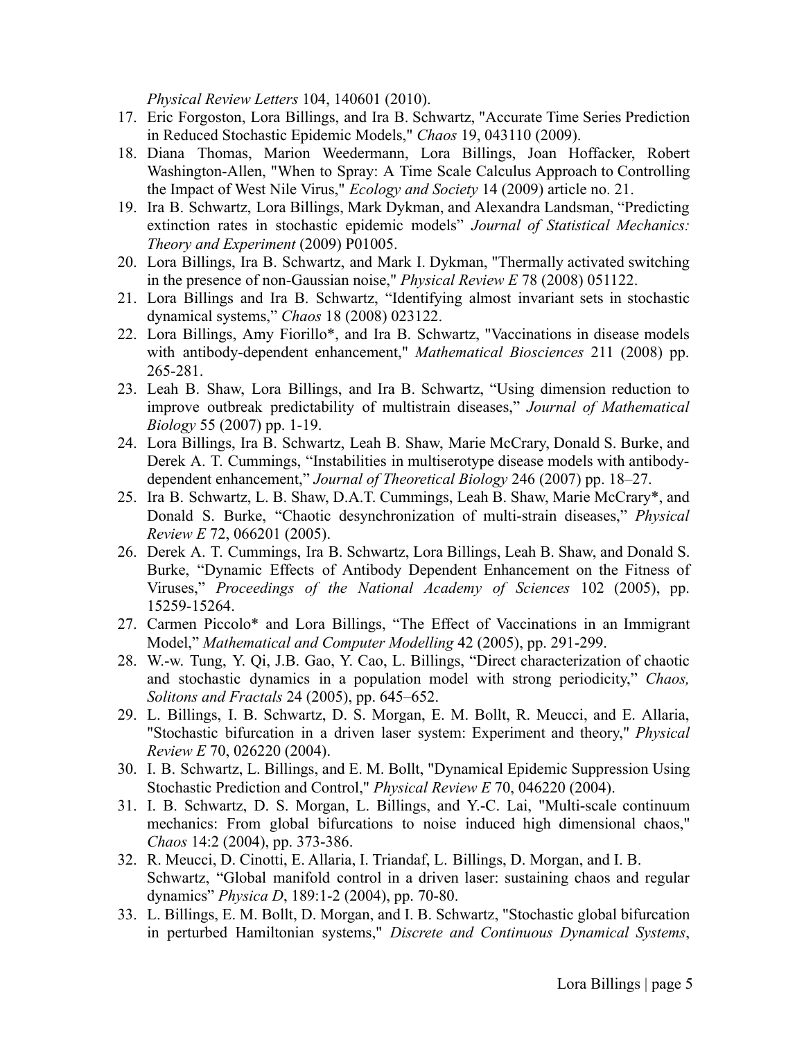*Physical Review Letters* 104, 140601 (2010).

17. Eric Forgoston, Lora Billings, and Ira B. Schwartz, "Accurate Time Series Prediction in Reduced Stochastic Epidemic Models," *Chaos* 19, 043110 (2009).
18. Diana Thomas, Marion Weedermann, Lora Billings, Joan Hoffacker, Robert Washington-Allen, "When to Spray: A Time Scale Calculus Approach to Controlling the Impact of West Nile Virus," *Ecology and Society* 14 (2009) article no. 21.
19. Ira B. Schwartz, Lora Billings, Mark Dykman, and Alexandra Landsman, "Predicting extinction rates in stochastic epidemic models" *Journal of Statistical Mechanics: Theory and Experiment* (2009) P01005.
20. Lora Billings, Ira B. Schwartz, and Mark I. Dykman, "Thermally activated switching in the presence of non-Gaussian noise," *Physical Review E* 78 (2008) 051122.
21. Lora Billings and Ira B. Schwartz, "Identifying almost invariant sets in stochastic dynamical systems," *Chaos* 18 (2008) 023122.
22. Lora Billings, Amy Fiorillo*, and Ira B. Schwartz, "Vaccinations in disease models with antibody-dependent enhancement," *Mathematical Biosciences* 211 (2008) pp. 265-281.
23. Leah B. Shaw, Lora Billings, and Ira B. Schwartz, "Using dimension reduction to improve outbreak predictability of multistrain diseases," *Journal of Mathematical Biology* 55 (2007) pp. 1-19.
24. Lora Billings, Ira B. Schwartz, Leah B. Shaw, Marie McCrary, Donald S. Burke, and Derek A. T. Cummings, "Instabilities in multiserotype disease models with antibody-dependent enhancement," *Journal of Theoretical Biology* 246 (2007) pp. 18–27.
25. Ira B. Schwartz, L. B. Shaw, D.A.T. Cummings, Leah B. Shaw, Marie McCrary*, and Donald S. Burke, "Chaotic desynchronization of multi-strain diseases," *Physical Review E* 72, 066201 (2005).
26. Derek A. T. Cummings, Ira B. Schwartz, Lora Billings, Leah B. Shaw, and Donald S. Burke, "Dynamic Effects of Antibody Dependent Enhancement on the Fitness of Viruses," *Proceedings of the National Academy of Sciences* 102 (2005), pp. 15259-15264.
27. Carmen Piccolo* and Lora Billings, "The Effect of Vaccinations in an Immigrant Model," *Mathematical and Computer Modelling* 42 (2005), pp. 291-299.
28. W.-w. Tung, Y. Qi, J.B. Gao, Y. Cao, L. Billings, "Direct characterization of chaotic and stochastic dynamics in a population model with strong periodicity," *Chaos, Solitons and Fractals* 24 (2005), pp. 645–652.
29. L. Billings, I. B. Schwartz, D. S. Morgan, E. M. Bollt, R. Meucci, and E. Allaria, "Stochastic bifurcation in a driven laser system: Experiment and theory," *Physical Review E* 70, 026220 (2004).
30. I. B. Schwartz, L. Billings, and E. M. Bollt, "Dynamical Epidemic Suppression Using Stochastic Prediction and Control," *Physical Review E* 70, 046220 (2004).
31. I. B. Schwartz, D. S. Morgan, L. Billings, and Y.-C. Lai, "Multi-scale continuum mechanics: From global bifurcations to noise induced high dimensional chaos," *Chaos* 14:2 (2004), pp. 373-386.
32. R. Meucci, D. Cinotti, E. Allaria, I. Triandaf, L. Billings, D. Morgan, and I. B. Schwartz, "Global manifold control in a driven laser: sustaining chaos and regular dynamics" *Physica D*, 189:1-2 (2004), pp. 70-80.
33. L. Billings, E. M. Bollt, D. Morgan, and I. B. Schwartz, "Stochastic global bifurcation in perturbed Hamiltonian systems," *Discrete and Continuous Dynamical Systems*,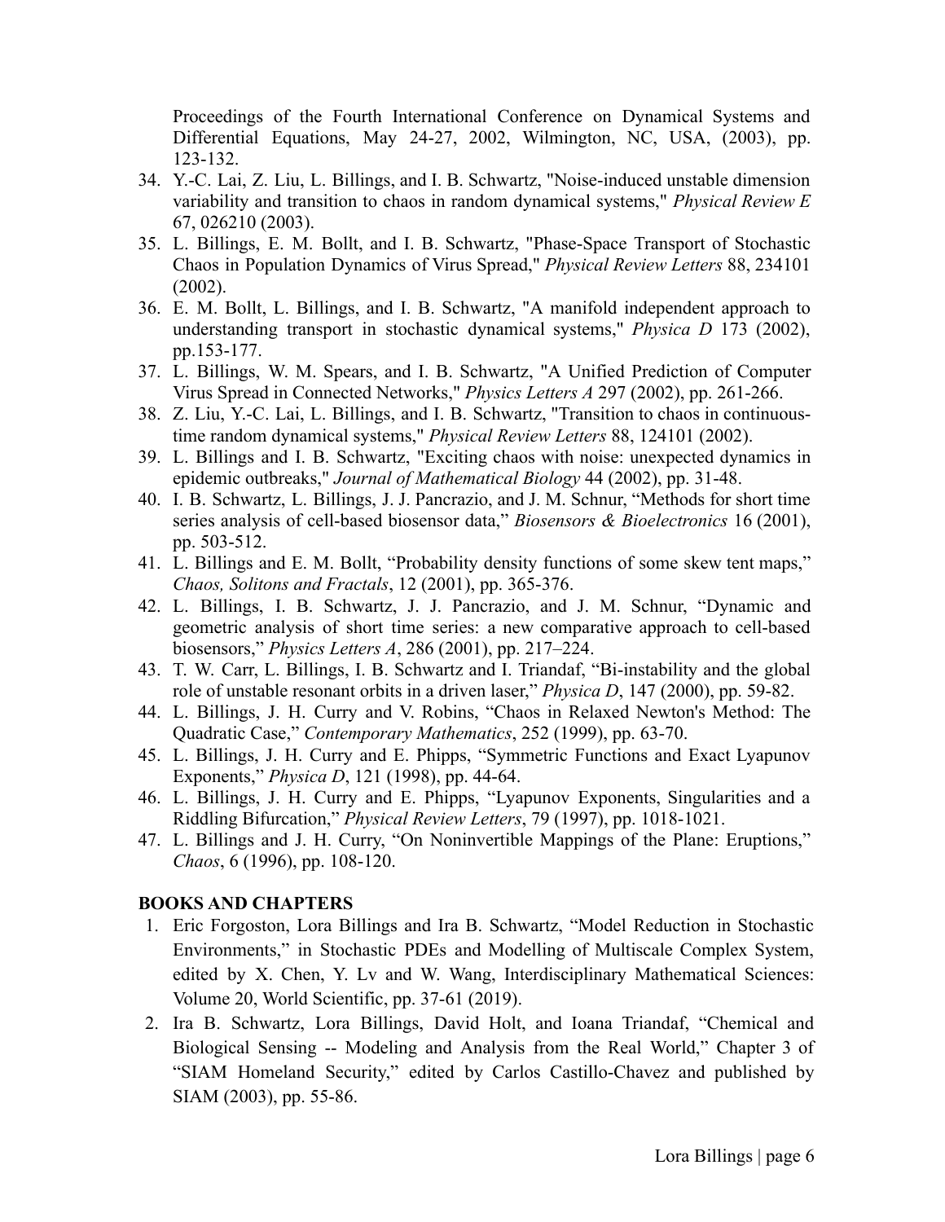Proceedings of the Fourth International Conference on Dynamical Systems and Differential Equations, May 24-27, 2002, Wilmington, NC, USA, (2003), pp. 123-132.

34. Y.-C. Lai, Z. Liu, L. Billings, and I. B. Schwartz, "Noise-induced unstable dimension variability and transition to chaos in random dynamical systems," *Physical Review E* 67, 026210 (2003).
35. L. Billings, E. M. Bollt, and I. B. Schwartz, "Phase-Space Transport of Stochastic Chaos in Population Dynamics of Virus Spread," *Physical Review Letters* 88, 234101 (2002).
36. E. M. Bollt, L. Billings, and I. B. Schwartz, "A manifold independent approach to understanding transport in stochastic dynamical systems," *Physica D* 173 (2002), pp.153-177.
37. L. Billings, W. M. Spears, and I. B. Schwartz, "A Unified Prediction of Computer Virus Spread in Connected Networks," *Physics Letters A* 297 (2002), pp. 261-266.
38. Z. Liu, Y.-C. Lai, L. Billings, and I. B. Schwartz, "Transition to chaos in continuous-time random dynamical systems," *Physical Review Letters* 88, 124101 (2002).
39. L. Billings and I. B. Schwartz, "Exciting chaos with noise: unexpected dynamics in epidemic outbreaks," *Journal of Mathematical Biology* 44 (2002), pp. 31-48.
40. I. B. Schwartz, L. Billings, J. J. Pancrazio, and J. M. Schnur, "Methods for short time series analysis of cell-based biosensor data," *Biosensors & Bioelectronics* 16 (2001), pp. 503-512.
41. L. Billings and E. M. Bollt, "Probability density functions of some skew tent maps," *Chaos, Solitons and Fractals*, 12 (2001), pp. 365-376.
42. L. Billings, I. B. Schwartz, J. J. Pancrazio, and J. M. Schnur, "Dynamic and geometric analysis of short time series: a new comparative approach to cell-based biosensors," *Physics Letters A*, 286 (2001), pp. 217–224.
43. T. W. Carr, L. Billings, I. B. Schwartz and I. Triandaf, "Bi-instability and the global role of unstable resonant orbits in a driven laser," *Physica D*, 147 (2000), pp. 59-82.
44. L. Billings, J. H. Curry and V. Robins, "Chaos in Relaxed Newton's Method: The Quadratic Case," *Contemporary Mathematics*, 252 (1999), pp. 63-70.
45. L. Billings, J. H. Curry and E. Phipps, "Symmetric Functions and Exact Lyapunov Exponents," *Physica D*, 121 (1998), pp. 44-64.
46. L. Billings, J. H. Curry and E. Phipps, "Lyapunov Exponents, Singularities and a Riddling Bifurcation," *Physical Review Letters*, 79 (1997), pp. 1018-1021.
47. L. Billings and J. H. Curry, "On Noninvertible Mappings of the Plane: Eruptions," *Chaos*, 6 (1996), pp. 108-120.

## BOOKS AND CHAPTERS

1. Eric Forgoston, Lora Billings and Ira B. Schwartz, "Model Reduction in Stochastic Environments," in Stochastic PDEs and Modelling of Multiscale Complex System, edited by X. Chen, Y. Lv and W. Wang, Interdisciplinary Mathematical Sciences: Volume 20, World Scientific, pp. 37-61 (2019).
2. Ira B. Schwartz, Lora Billings, David Holt, and Ioana Triandaf, "Chemical and Biological Sensing -- Modeling and Analysis from the Real World," Chapter 3 of "SIAM Homeland Security," edited by Carlos Castillo-Chavez and published by SIAM (2003), pp. 55-86.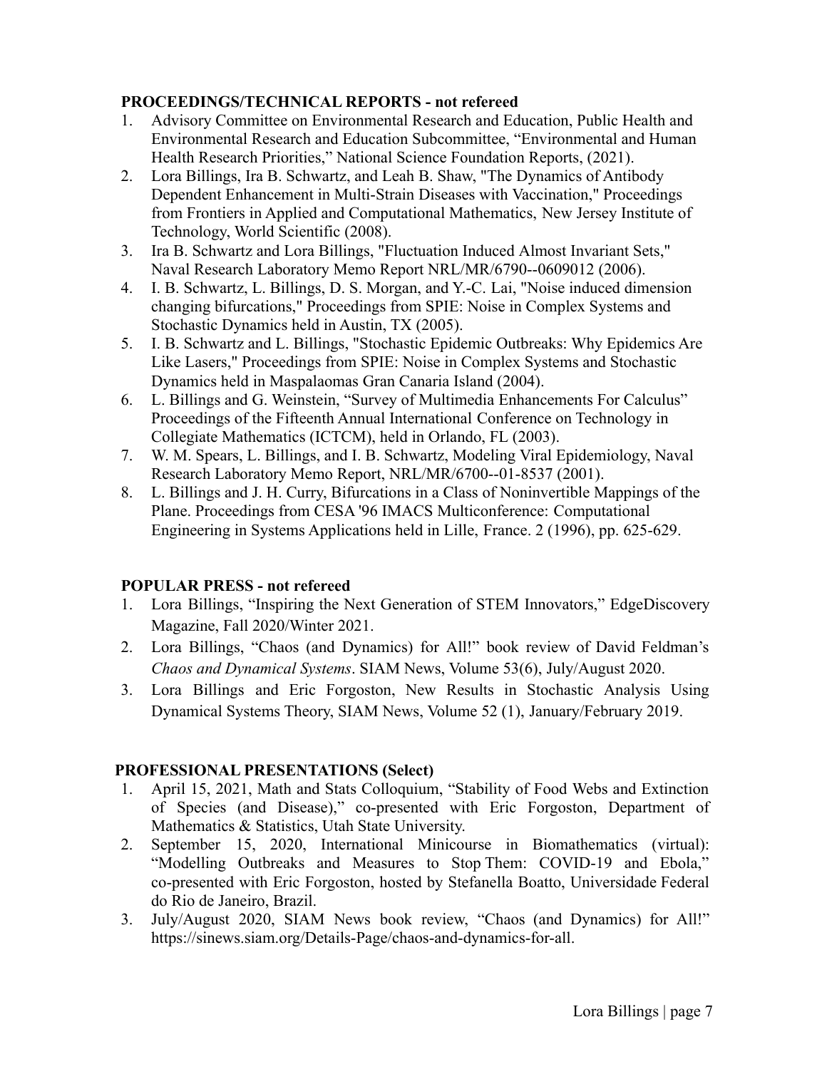**PROCEEDINGS/TECHNICAL REPORTS - not refereed**

1. Advisory Committee on Environmental Research and Education, Public Health and Environmental Research and Education Subcommittee, "Environmental and Human Health Research Priorities," National Science Foundation Reports, (2021).
2. Lora Billings, Ira B. Schwartz, and Leah B. Shaw, "The Dynamics of Antibody Dependent Enhancement in Multi-Strain Diseases with Vaccination," Proceedings from Frontiers in Applied and Computational Mathematics, New Jersey Institute of Technology, World Scientific (2008).
3. Ira B. Schwartz and Lora Billings, "Fluctuation Induced Almost Invariant Sets," Naval Research Laboratory Memo Report NRL/MR/6790--0609012 (2006).
4. I. B. Schwartz, L. Billings, D. S. Morgan, and Y.-C. Lai, "Noise induced dimension changing bifurcations," Proceedings from SPIE: Noise in Complex Systems and Stochastic Dynamics held in Austin, TX (2005).
5. I. B. Schwartz and L. Billings, "Stochastic Epidemic Outbreaks: Why Epidemics Are Like Lasers," Proceedings from SPIE: Noise in Complex Systems and Stochastic Dynamics held in Maspalaomas Gran Canaria Island (2004).
6. L. Billings and G. Weinstein, "Survey of Multimedia Enhancements For Calculus" Proceedings of the Fifteenth Annual International Conference on Technology in Collegiate Mathematics (ICTCM), held in Orlando, FL (2003).
7. W. M. Spears, L. Billings, and I. B. Schwartz, Modeling Viral Epidemiology, Naval Research Laboratory Memo Report, NRL/MR/6700--01-8537 (2001).
8. L. Billings and J. H. Curry, Bifurcations in a Class of Noninvertible Mappings of the Plane. Proceedings from CESA '96 IMACS Multiconference: Computational Engineering in Systems Applications held in Lille, France. 2 (1996), pp. 625-629.

**POPULAR PRESS - not refereed**

1. Lora Billings, "Inspiring the Next Generation of STEM Innovators," EdgeDiscovery Magazine, Fall 2020/Winter 2021.
2. Lora Billings, "Chaos (and Dynamics) for All!" book review of David Feldman's *Chaos and Dynamical Systems*. SIAM News, Volume 53(6), July/August 2020.
3. Lora Billings and Eric Forgoston, New Results in Stochastic Analysis Using Dynamical Systems Theory, SIAM News, Volume 52 (1), January/February 2019.

**PROFESSIONAL PRESENTATIONS (Select)**

1. April 15, 2021, Math and Stats Colloquium, "Stability of Food Webs and Extinction of Species (and Disease)," co-presented with Eric Forgoston, Department of Mathematics & Statistics, Utah State University.
2. September 15, 2020, International Minicourse in Biomathematics (virtual): "Modelling Outbreaks and Measures to Stop Them: COVID-19 and Ebola," co-presented with Eric Forgoston, hosted by Stefanella Boatto, Universidade Federal do Rio de Janeiro, Brazil.
3. July/August 2020, SIAM News book review, "Chaos (and Dynamics) for All!" https://sinews.siam.org/Details-Page/chaos-and-dynamics-for-all.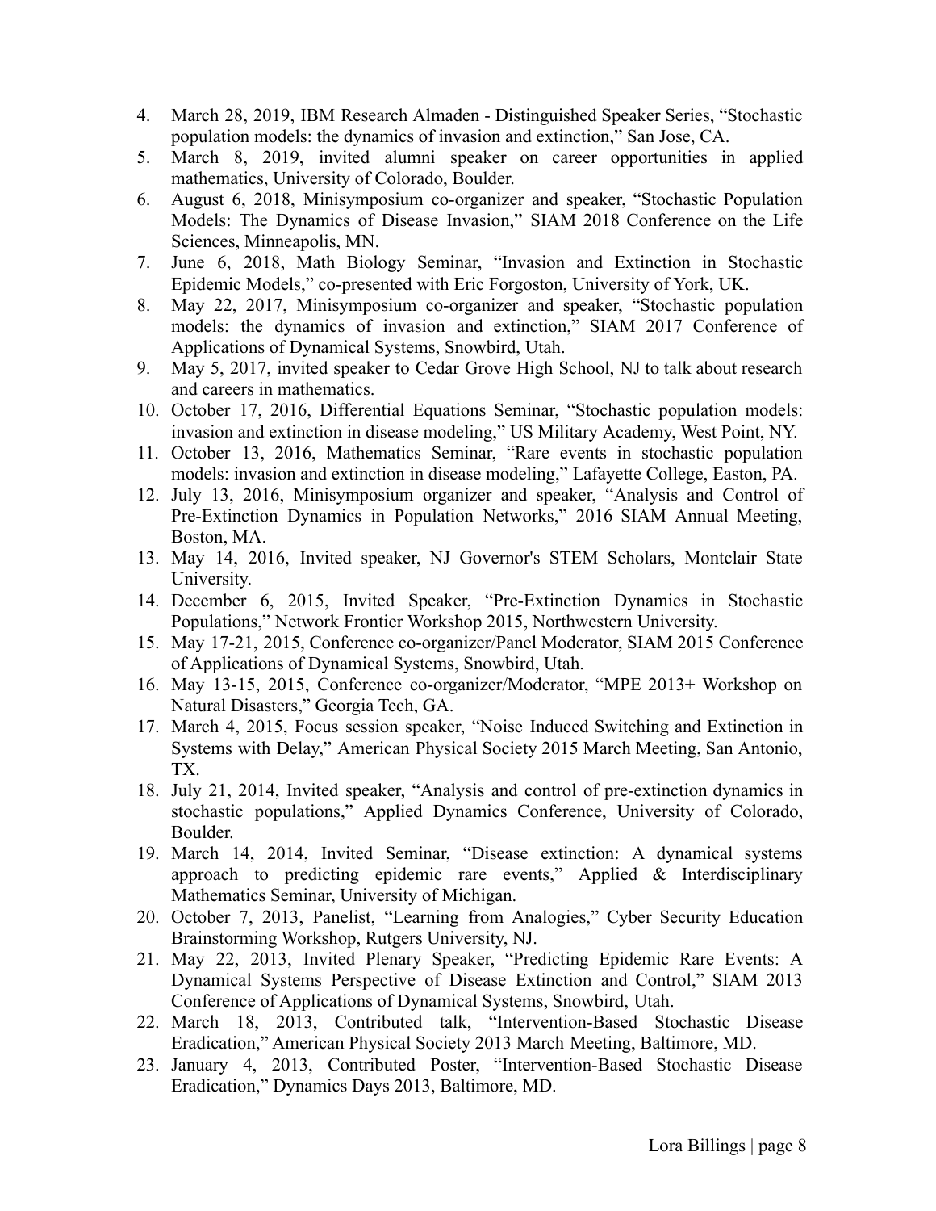4. March 28, 2019, IBM Research Almaden - Distinguished Speaker Series, "Stochastic population models: the dynamics of invasion and extinction," San Jose, CA.
5. March 8, 2019, invited alumni speaker on career opportunities in applied mathematics, University of Colorado, Boulder.
6. August 6, 2018, Minisymposium co-organizer and speaker, "Stochastic Population Models: The Dynamics of Disease Invasion," SIAM 2018 Conference on the Life Sciences, Minneapolis, MN.
7. June 6, 2018, Math Biology Seminar, "Invasion and Extinction in Stochastic Epidemic Models," co-presented with Eric Forgoston, University of York, UK.
8. May 22, 2017, Minisymposium co-organizer and speaker, "Stochastic population models: the dynamics of invasion and extinction," SIAM 2017 Conference of Applications of Dynamical Systems, Snowbird, Utah.
9. May 5, 2017, invited speaker to Cedar Grove High School, NJ to talk about research and careers in mathematics.
10. October 17, 2016, Differential Equations Seminar, "Stochastic population models: invasion and extinction in disease modeling," US Military Academy, West Point, NY.
11. October 13, 2016, Mathematics Seminar, "Rare events in stochastic population models: invasion and extinction in disease modeling," Lafayette College, Easton, PA.
12. July 13, 2016, Minisymposium organizer and speaker, "Analysis and Control of Pre-Extinction Dynamics in Population Networks," 2016 SIAM Annual Meeting, Boston, MA.
13. May 14, 2016, Invited speaker, NJ Governor's STEM Scholars, Montclair State University.
14. December 6, 2015, Invited Speaker, "Pre-Extinction Dynamics in Stochastic Populations," Network Frontier Workshop 2015, Northwestern University.
15. May 17-21, 2015, Conference co-organizer/Panel Moderator, SIAM 2015 Conference of Applications of Dynamical Systems, Snowbird, Utah.
16. May 13-15, 2015, Conference co-organizer/Moderator, "MPE 2013+ Workshop on Natural Disasters," Georgia Tech, GA.
17. March 4, 2015, Focus session speaker, "Noise Induced Switching and Extinction in Systems with Delay," American Physical Society 2015 March Meeting, San Antonio, TX.
18. July 21, 2014, Invited speaker, "Analysis and control of pre-extinction dynamics in stochastic populations," Applied Dynamics Conference, University of Colorado, Boulder.
19. March 14, 2014, Invited Seminar, "Disease extinction: A dynamical systems approach to predicting epidemic rare events," Applied & Interdisciplinary Mathematics Seminar, University of Michigan.
20. October 7, 2013, Panelist, "Learning from Analogies," Cyber Security Education Brainstorming Workshop, Rutgers University, NJ.
21. May 22, 2013, Invited Plenary Speaker, "Predicting Epidemic Rare Events: A Dynamical Systems Perspective of Disease Extinction and Control," SIAM 2013 Conference of Applications of Dynamical Systems, Snowbird, Utah.
22. March 18, 2013, Contributed talk, "Intervention-Based Stochastic Disease Eradication," American Physical Society 2013 March Meeting, Baltimore, MD.
23. January 4, 2013, Contributed Poster, "Intervention-Based Stochastic Disease Eradication," Dynamics Days 2013, Baltimore, MD.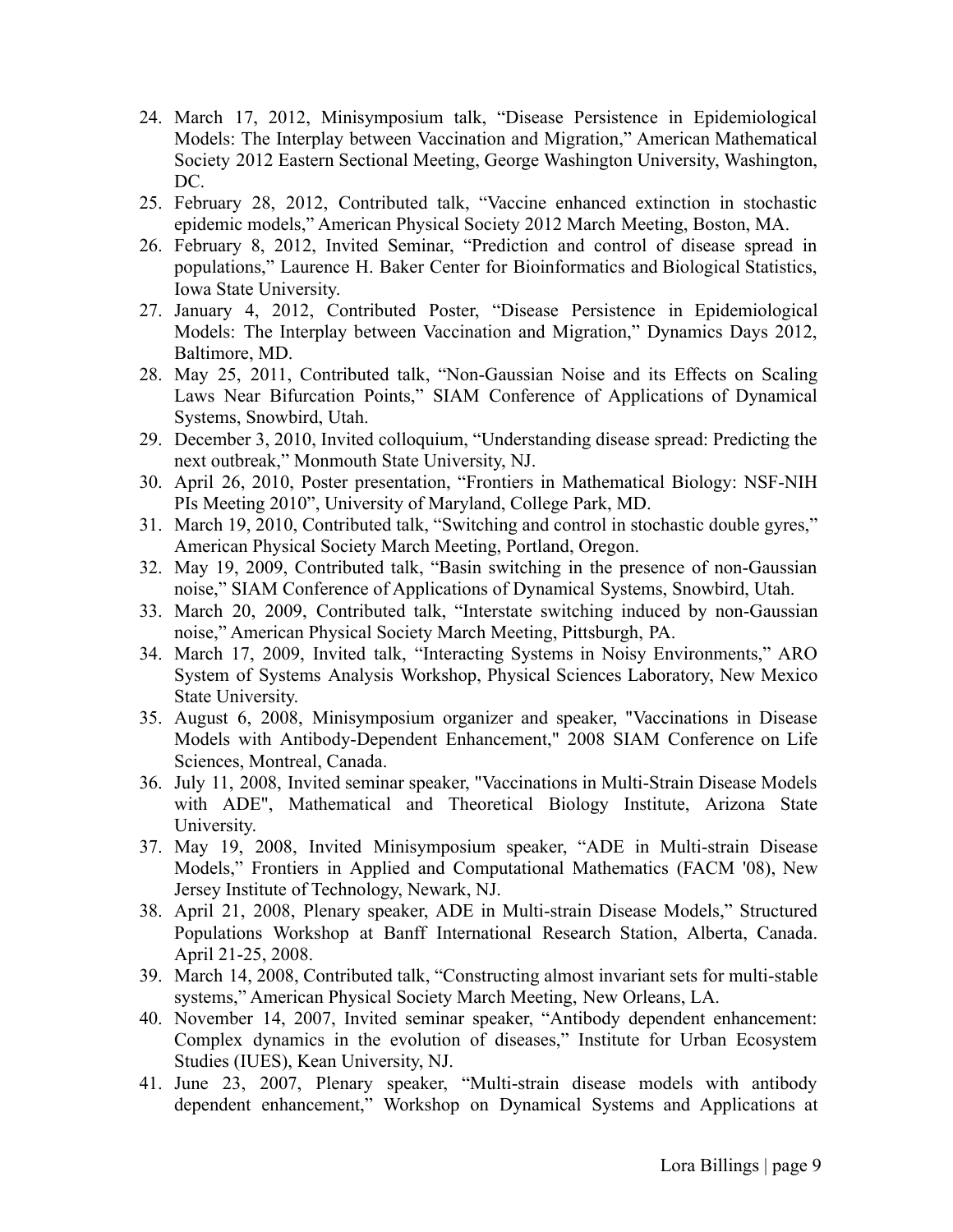24. March 17, 2012, Minisymposium talk, "Disease Persistence in Epidemiological Models: The Interplay between Vaccination and Migration," American Mathematical Society 2012 Eastern Sectional Meeting, George Washington University, Washington, DC.
25. February 28, 2012, Contributed talk, "Vaccine enhanced extinction in stochastic epidemic models," American Physical Society 2012 March Meeting, Boston, MA.
26. February 8, 2012, Invited Seminar, "Prediction and control of disease spread in populations," Laurence H. Baker Center for Bioinformatics and Biological Statistics, Iowa State University.
27. January 4, 2012, Contributed Poster, "Disease Persistence in Epidemiological Models: The Interplay between Vaccination and Migration," Dynamics Days 2012, Baltimore, MD.
28. May 25, 2011, Contributed talk, "Non-Gaussian Noise and its Effects on Scaling Laws Near Bifurcation Points," SIAM Conference of Applications of Dynamical Systems, Snowbird, Utah.
29. December 3, 2010, Invited colloquium, "Understanding disease spread: Predicting the next outbreak," Monmouth State University, NJ.
30. April 26, 2010, Poster presentation, "Frontiers in Mathematical Biology: NSF-NIH PIs Meeting 2010", University of Maryland, College Park, MD.
31. March 19, 2010, Contributed talk, "Switching and control in stochastic double gyres," American Physical Society March Meeting, Portland, Oregon.
32. May 19, 2009, Contributed talk, "Basin switching in the presence of non-Gaussian noise," SIAM Conference of Applications of Dynamical Systems, Snowbird, Utah.
33. March 20, 2009, Contributed talk, "Interstate switching induced by non-Gaussian noise," American Physical Society March Meeting, Pittsburgh, PA.
34. March 17, 2009, Invited talk, "Interacting Systems in Noisy Environments," ARO System of Systems Analysis Workshop, Physical Sciences Laboratory, New Mexico State University.
35. August 6, 2008, Minisymposium organizer and speaker, "Vaccinations in Disease Models with Antibody-Dependent Enhancement," 2008 SIAM Conference on Life Sciences, Montreal, Canada.
36. July 11, 2008, Invited seminar speaker, "Vaccinations in Multi-Strain Disease Models with ADE", Mathematical and Theoretical Biology Institute, Arizona State University.
37. May 19, 2008, Invited Minisymposium speaker, "ADE in Multi-strain Disease Models," Frontiers in Applied and Computational Mathematics (FACM '08), New Jersey Institute of Technology, Newark, NJ.
38. April 21, 2008, Plenary speaker, ADE in Multi-strain Disease Models," Structured Populations Workshop at Banff International Research Station, Alberta, Canada. April 21-25, 2008.
39. March 14, 2008, Contributed talk, "Constructing almost invariant sets for multi-stable systems," American Physical Society March Meeting, New Orleans, LA.
40. November 14, 2007, Invited seminar speaker, "Antibody dependent enhancement: Complex dynamics in the evolution of diseases," Institute for Urban Ecosystem Studies (IUES), Kean University, NJ.
41. June 23, 2007, Plenary speaker, "Multi-strain disease models with antibody dependent enhancement," Workshop on Dynamical Systems and Applications at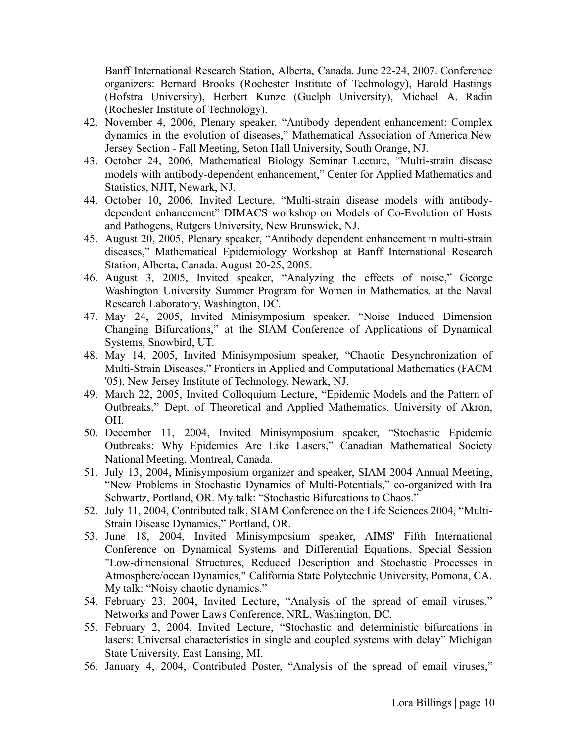Banff International Research Station, Alberta, Canada. June 22-24, 2007. Conference organizers: Bernard Brooks (Rochester Institute of Technology), Harold Hastings (Hofstra University), Herbert Kunze (Guelph University), Michael A. Radin (Rochester Institute of Technology).

42. November 4, 2006, Plenary speaker, "Antibody dependent enhancement: Complex dynamics in the evolution of diseases," Mathematical Association of America New Jersey Section - Fall Meeting, Seton Hall University, South Orange, NJ.
43. October 24, 2006, Mathematical Biology Seminar Lecture, "Multi-strain disease models with antibody-dependent enhancement," Center for Applied Mathematics and Statistics, NJIT, Newark, NJ.
44. October 10, 2006, Invited Lecture, "Multi-strain disease models with antibody-dependent enhancement" DIMACS workshop on Models of Co-Evolution of Hosts and Pathogens, Rutgers University, New Brunswick, NJ.
45. August 20, 2005, Plenary speaker, "Antibody dependent enhancement in multi-strain diseases," Mathematical Epidemiology Workshop at Banff International Research Station, Alberta, Canada. August 20-25, 2005.
46. August 3, 2005, Invited speaker, "Analyzing the effects of noise," George Washington University Summer Program for Women in Mathematics, at the Naval Research Laboratory, Washington, DC.
47. May 24, 2005, Invited Minisymposium speaker, "Noise Induced Dimension Changing Bifurcations," at the SIAM Conference of Applications of Dynamical Systems, Snowbird, UT.
48. May 14, 2005, Invited Minisymposium speaker, "Chaotic Desynchronization of Multi-Strain Diseases," Frontiers in Applied and Computational Mathematics (FACM '05), New Jersey Institute of Technology, Newark, NJ.
49. March 22, 2005, Invited Colloquium Lecture, "Epidemic Models and the Pattern of Outbreaks," Dept. of Theoretical and Applied Mathematics, University of Akron, OH.
50. December 11, 2004, Invited Minisymposium speaker, "Stochastic Epidemic Outbreaks: Why Epidemics Are Like Lasers," Canadian Mathematical Society National Meeting, Montreal, Canada.
51. July 13, 2004, Minisymposium organizer and speaker, SIAM 2004 Annual Meeting, "New Problems in Stochastic Dynamics of Multi-Potentials," co-organized with Ira Schwartz, Portland, OR. My talk: "Stochastic Bifurcations to Chaos."
52. July 11, 2004, Contributed talk, SIAM Conference on the Life Sciences 2004, "Multi-Strain Disease Dynamics," Portland, OR.
53. June 18, 2004, Invited Minisymposium speaker, AIMS' Fifth International Conference on Dynamical Systems and Differential Equations, Special Session "Low-dimensional Structures, Reduced Description and Stochastic Processes in Atmosphere/ocean Dynamics," California State Polytechnic University, Pomona, CA. My talk: "Noisy chaotic dynamics."
54. February 23, 2004, Invited Lecture, "Analysis of the spread of email viruses," Networks and Power Laws Conference, NRL, Washington, DC.
55. February 2, 2004, Invited Lecture, "Stochastic and deterministic bifurcations in lasers: Universal characteristics in single and coupled systems with delay" Michigan State University, East Lansing, MI.
56. January 4, 2004, Contributed Poster, "Analysis of the spread of email viruses,"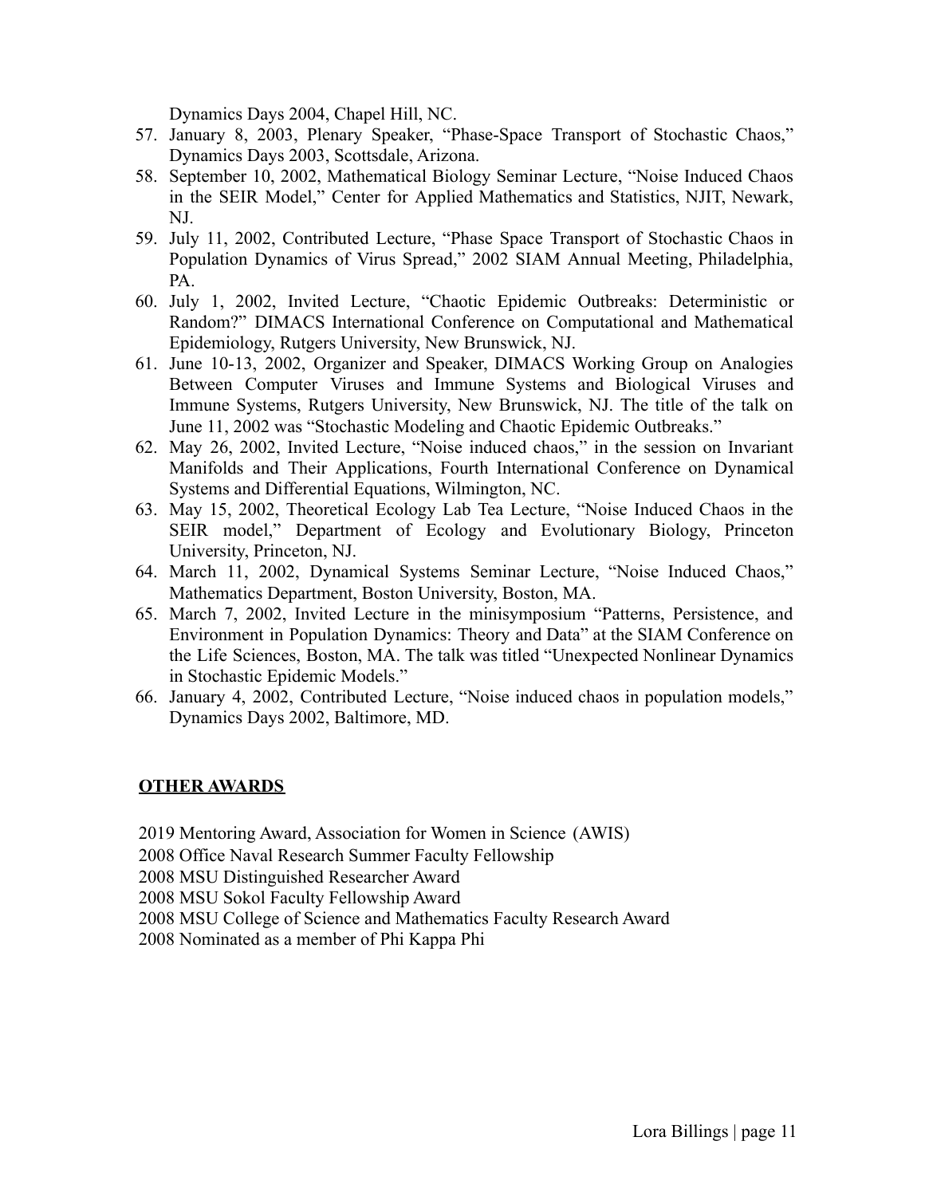Dynamics Days 2004, Chapel Hill, NC.

57. January 8, 2003, Plenary Speaker, "Phase-Space Transport of Stochastic Chaos," Dynamics Days 2003, Scottsdale, Arizona.
58. September 10, 2002, Mathematical Biology Seminar Lecture, "Noise Induced Chaos in the SEIR Model," Center for Applied Mathematics and Statistics, NJIT, Newark, NJ.
59. July 11, 2002, Contributed Lecture, "Phase Space Transport of Stochastic Chaos in Population Dynamics of Virus Spread," 2002 SIAM Annual Meeting, Philadelphia, PA.
60. July 1, 2002, Invited Lecture, "Chaotic Epidemic Outbreaks: Deterministic or Random?" DIMACS International Conference on Computational and Mathematical Epidemiology, Rutgers University, New Brunswick, NJ.
61. June 10-13, 2002, Organizer and Speaker, DIMACS Working Group on Analogies Between Computer Viruses and Immune Systems and Biological Viruses and Immune Systems, Rutgers University, New Brunswick, NJ. The title of the talk on June 11, 2002 was "Stochastic Modeling and Chaotic Epidemic Outbreaks."
62. May 26, 2002, Invited Lecture, "Noise induced chaos," in the session on Invariant Manifolds and Their Applications, Fourth International Conference on Dynamical Systems and Differential Equations, Wilmington, NC.
63. May 15, 2002, Theoretical Ecology Lab Tea Lecture, "Noise Induced Chaos in the SEIR model," Department of Ecology and Evolutionary Biology, Princeton University, Princeton, NJ.
64. March 11, 2002, Dynamical Systems Seminar Lecture, "Noise Induced Chaos," Mathematics Department, Boston University, Boston, MA.
65. March 7, 2002, Invited Lecture in the minisymposium "Patterns, Persistence, and Environment in Population Dynamics: Theory and Data" at the SIAM Conference on the Life Sciences, Boston, MA. The talk was titled "Unexpected Nonlinear Dynamics in Stochastic Epidemic Models."
66. January 4, 2002, Contributed Lecture, "Noise induced chaos in population models," Dynamics Days 2002, Baltimore, MD.

## OTHER AWARDS

2019 Mentoring Award, Association for Women in Science (AWIS)
2008 Office Naval Research Summer Faculty Fellowship
2008 MSU Distinguished Researcher Award
2008 MSU Sokol Faculty Fellowship Award
2008 MSU College of Science and Mathematics Faculty Research Award
2008 Nominated as a member of Phi Kappa Phi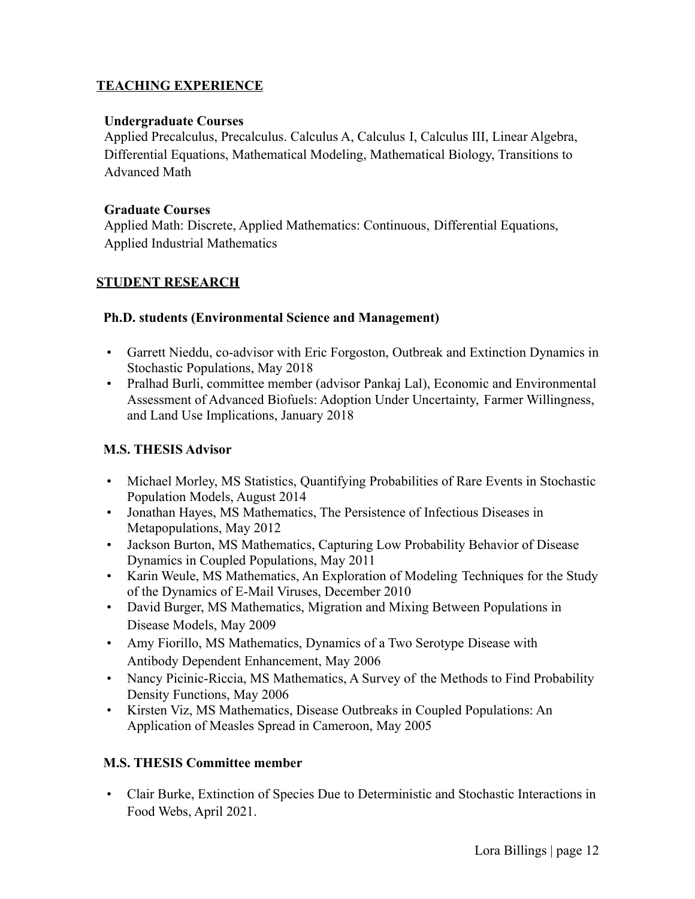## TEACHING EXPERIENCE

**Undergraduate Courses**

Applied Precalculus, Precalculus. Calculus A, Calculus I, Calculus III, Linear Algebra, Differential Equations, Mathematical Modeling, Mathematical Biology, Transitions to Advanced Math

**Graduate Courses**

Applied Math: Discrete, Applied Mathematics: Continuous, Differential Equations, Applied Industrial Mathematics

## STUDENT RESEARCH

**Ph.D. students (Environmental Science and Management)**

- Garrett Nieddu, co-advisor with Eric Forgoston, Outbreak and Extinction Dynamics in Stochastic Populations, May 2018
- Pralhad Burli, committee member (advisor Pankaj Lal), Economic and Environmental Assessment of Advanced Biofuels: Adoption Under Uncertainty, Farmer Willingness, and Land Use Implications, January 2018

**M.S. THESIS Advisor**

- Michael Morley, MS Statistics, Quantifying Probabilities of Rare Events in Stochastic Population Models, August 2014
- Jonathan Hayes, MS Mathematics, The Persistence of Infectious Diseases in Metapopulations, May 2012
- Jackson Burton, MS Mathematics, Capturing Low Probability Behavior of Disease Dynamics in Coupled Populations, May 2011
- Karin Weule, MS Mathematics, An Exploration of Modeling Techniques for the Study of the Dynamics of E-Mail Viruses, December 2010
- David Burger, MS Mathematics, Migration and Mixing Between Populations in Disease Models, May 2009
- Amy Fiorillo, MS Mathematics, Dynamics of a Two Serotype Disease with Antibody Dependent Enhancement, May 2006
- Nancy Picinic-Riccia, MS Mathematics, A Survey of the Methods to Find Probability Density Functions, May 2006
- Kirsten Viz, MS Mathematics, Disease Outbreaks in Coupled Populations: An Application of Measles Spread in Cameroon, May 2005

**M.S. THESIS Committee member**

- Clair Burke, Extinction of Species Due to Deterministic and Stochastic Interactions in Food Webs, April 2021.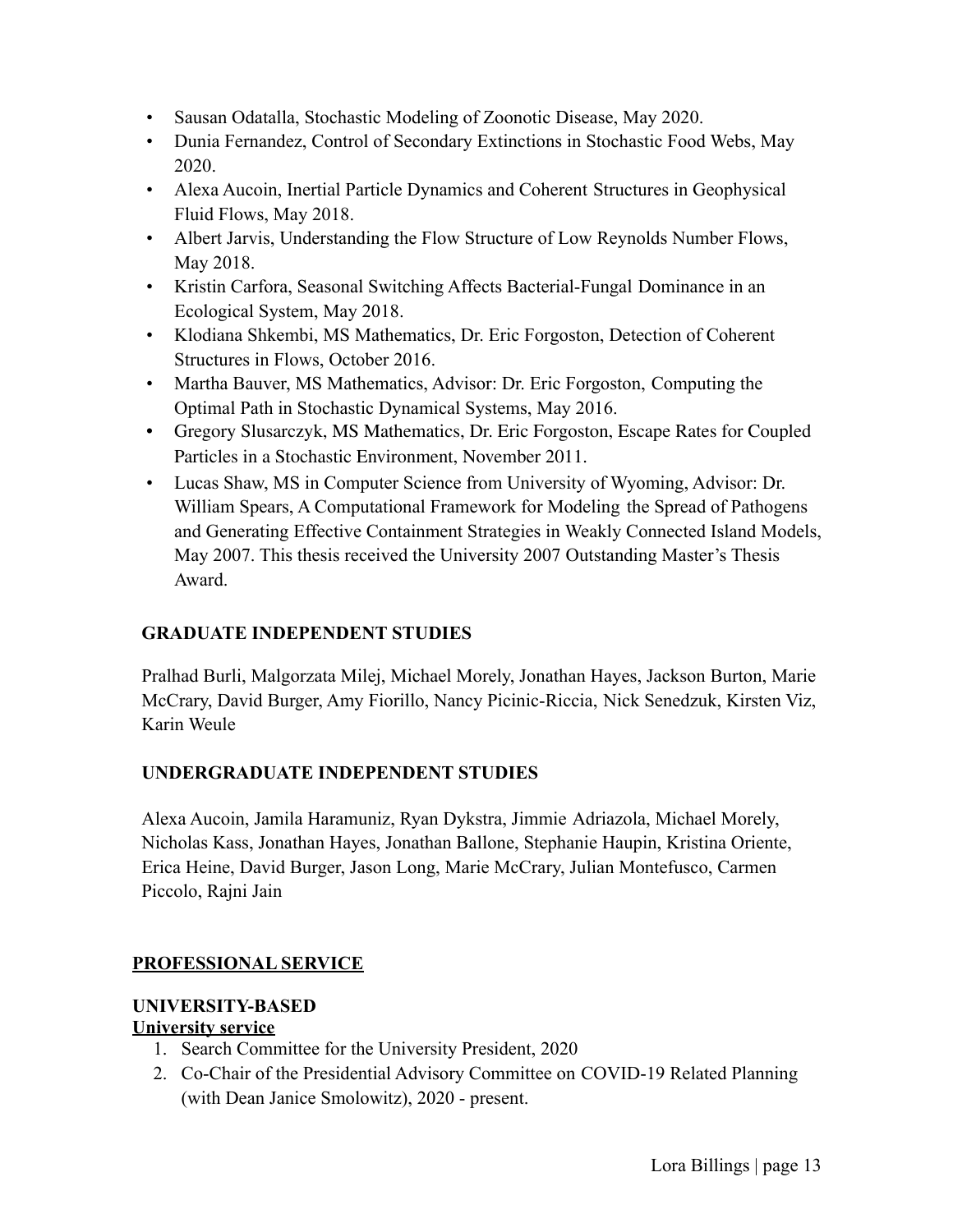- Sausan Odatalla, Stochastic Modeling of Zoonotic Disease, May 2020.
- Dunia Fernandez, Control of Secondary Extinctions in Stochastic Food Webs, May 2020.
- Alexa Aucoin, Inertial Particle Dynamics and Coherent Structures in Geophysical Fluid Flows, May 2018.
- Albert Jarvis, Understanding the Flow Structure of Low Reynolds Number Flows, May 2018.
- Kristin Carfora, Seasonal Switching Affects Bacterial-Fungal Dominance in an Ecological System, May 2018.
- Klodiana Shkembi, MS Mathematics, Dr. Eric Forgoston, Detection of Coherent Structures in Flows, October 2016.
- Martha Bauver, MS Mathematics, Advisor: Dr. Eric Forgoston, Computing the Optimal Path in Stochastic Dynamical Systems, May 2016.
- Gregory Slusarczyk, MS Mathematics, Dr. Eric Forgoston, Escape Rates for Coupled Particles in a Stochastic Environment, November 2011.
- Lucas Shaw, MS in Computer Science from University of Wyoming, Advisor: Dr. William Spears, A Computational Framework for Modeling the Spread of Pathogens and Generating Effective Containment Strategies in Weakly Connected Island Models, May 2007. This thesis received the University 2007 Outstanding Master's Thesis Award.

### GRADUATE INDEPENDENT STUDIES

Pralhad Burli, Malgorzata Milej, Michael Morely, Jonathan Hayes, Jackson Burton, Marie McCrary, David Burger, Amy Fiorillo, Nancy Picinic-Riccia, Nick Senedzuk, Kirsten Viz, Karin Weule

### UNDERGRADUATE INDEPENDENT STUDIES

Alexa Aucoin, Jamila Haramuniz, Ryan Dykstra, Jimmie Adriazola, Michael Morely, Nicholas Kass, Jonathan Hayes, Jonathan Ballone, Stephanie Haupin, Kristina Oriente, Erica Heine, David Burger, Jason Long, Marie McCrary, Julian Montefusco, Carmen Piccolo, Rajni Jain

## PROFESSIONAL SERVICE

### UNIVERSITY-BASED

**University service**

1. Search Committee for the University President, 2020
2. Co-Chair of the Presidential Advisory Committee on COVID-19 Related Planning (with Dean Janice Smolowitz), 2020 - present.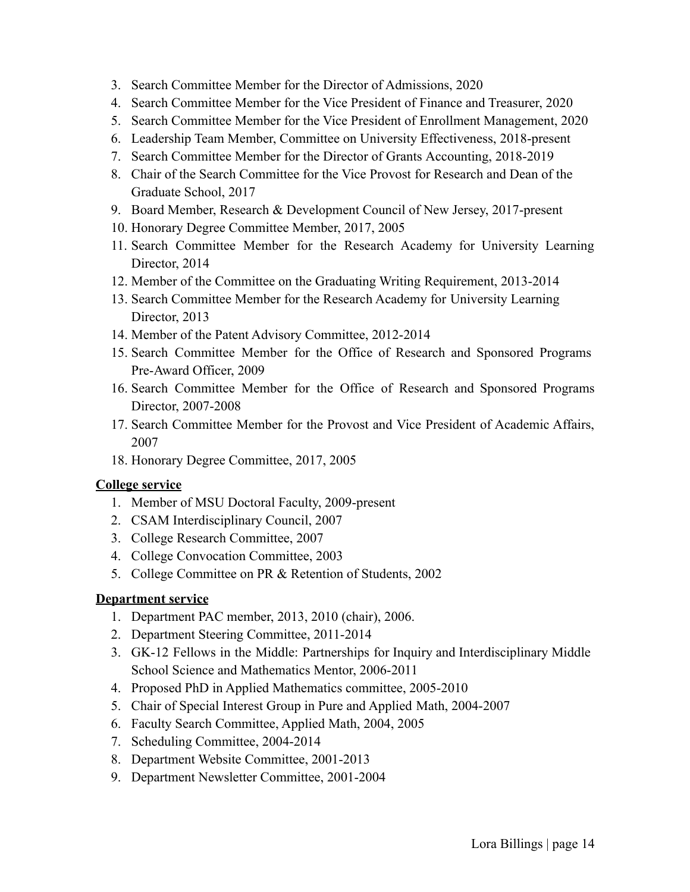3. Search Committee Member for the Director of Admissions, 2020
4. Search Committee Member for the Vice President of Finance and Treasurer, 2020
5. Search Committee Member for the Vice President of Enrollment Management, 2020
6. Leadership Team Member, Committee on University Effectiveness, 2018-present
7. Search Committee Member for the Director of Grants Accounting, 2018-2019
8. Chair of the Search Committee for the Vice Provost for Research and Dean of the Graduate School, 2017
9. Board Member, Research & Development Council of New Jersey, 2017-present
10. Honorary Degree Committee Member, 2017, 2005
11. Search Committee Member for the Research Academy for University Learning Director, 2014
12. Member of the Committee on the Graduating Writing Requirement, 2013-2014
13. Search Committee Member for the Research Academy for University Learning Director, 2013
14. Member of the Patent Advisory Committee, 2012-2014
15. Search Committee Member for the Office of Research and Sponsored Programs Pre-Award Officer, 2009
16. Search Committee Member for the Office of Research and Sponsored Programs Director, 2007-2008
17. Search Committee Member for the Provost and Vice President of Academic Affairs, 2007
18. Honorary Degree Committee, 2017, 2005

**College service**

1. Member of MSU Doctoral Faculty, 2009-present
2. CSAM Interdisciplinary Council, 2007
3. College Research Committee, 2007
4. College Convocation Committee, 2003
5. College Committee on PR & Retention of Students, 2002

**Department service**

1. Department PAC member, 2013, 2010 (chair), 2006.
2. Department Steering Committee, 2011-2014
3. GK-12 Fellows in the Middle: Partnerships for Inquiry and Interdisciplinary Middle School Science and Mathematics Mentor, 2006-2011
4. Proposed PhD in Applied Mathematics committee, 2005-2010
5. Chair of Special Interest Group in Pure and Applied Math, 2004-2007
6. Faculty Search Committee, Applied Math, 2004, 2005
7. Scheduling Committee, 2004-2014
8. Department Website Committee, 2001-2013
9. Department Newsletter Committee, 2001-2004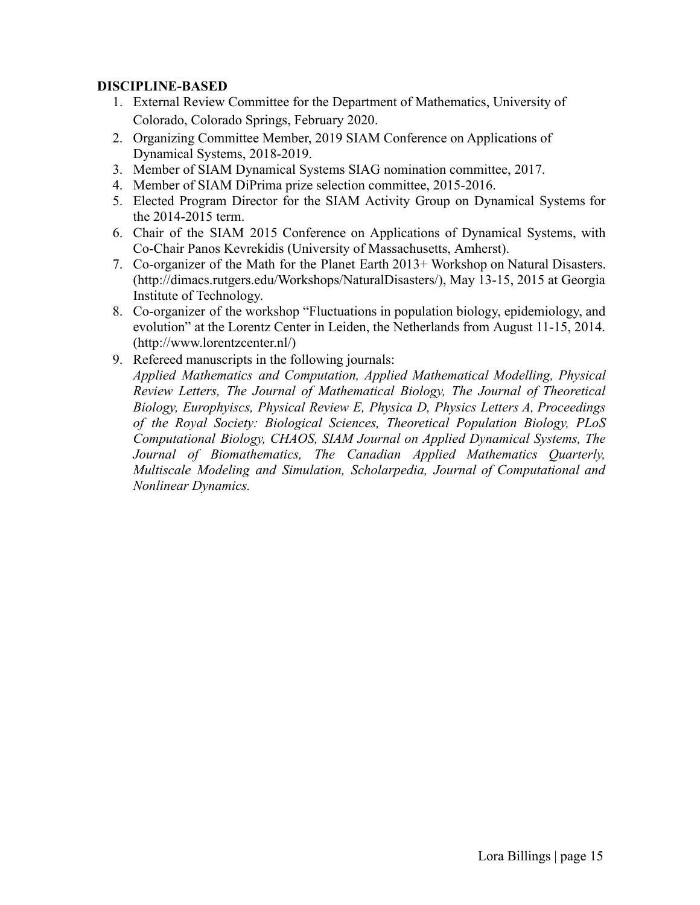**DISCIPLINE-BASED**

1. External Review Committee for the Department of Mathematics, University of Colorado, Colorado Springs, February 2020.
2. Organizing Committee Member, 2019 SIAM Conference on Applications of Dynamical Systems, 2018-2019.
3. Member of SIAM Dynamical Systems SIAG nomination committee, 2017.
4. Member of SIAM DiPrima prize selection committee, 2015-2016.
5. Elected Program Director for the SIAM Activity Group on Dynamical Systems for the 2014-2015 term.
6. Chair of the SIAM 2015 Conference on Applications of Dynamical Systems, with Co-Chair Panos Kevrekidis (University of Massachusetts, Amherst).
7. Co-organizer of the Math for the Planet Earth 2013+ Workshop on Natural Disasters. (http://dimacs.rutgers.edu/Workshops/NaturalDisasters/), May 13-15, 2015 at Georgia Institute of Technology.
8. Co-organizer of the workshop "Fluctuations in population biology, epidemiology, and evolution" at the Lorentz Center in Leiden, the Netherlands from August 11-15, 2014. (http://www.lorentzcenter.nl/)
9. Refereed manuscripts in the following journals:
   *Applied Mathematics and Computation, Applied Mathematical Modelling, Physical Review Letters, The Journal of Mathematical Biology, The Journal of Theoretical Biology, Europhyiscs, Physical Review E, Physica D, Physics Letters A, Proceedings of the Royal Society: Biological Sciences, Theoretical Population Biology, PLoS Computational Biology, CHAOS, SIAM Journal on Applied Dynamical Systems, The Journal of Biomathematics, The Canadian Applied Mathematics Quarterly, Multiscale Modeling and Simulation, Scholarpedia, Journal of Computational and Nonlinear Dynamics.*